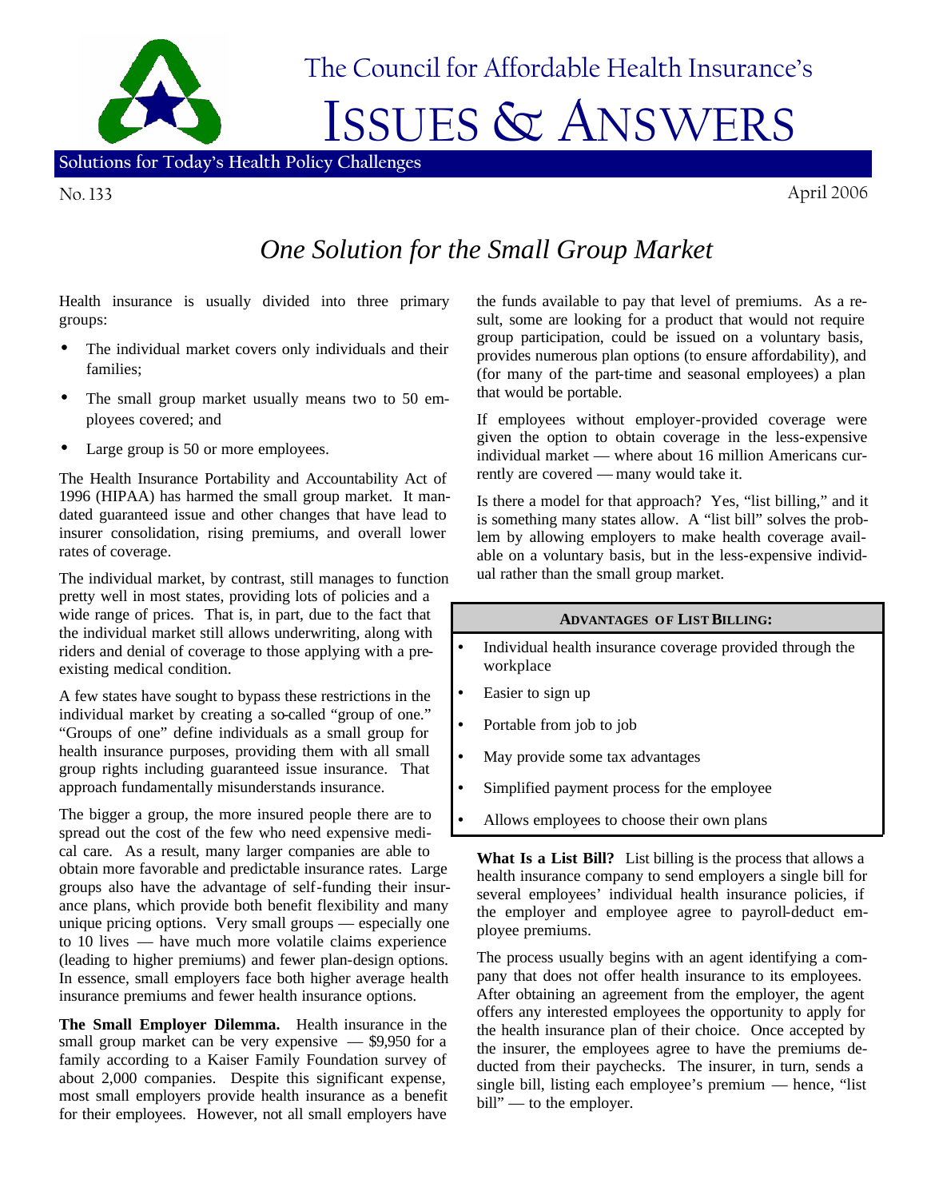# The Council for Affordable Health Insurance's

# ISSUES & ANSWERS

**Solutions for Today's Health Policy Challenges**

No. 133 April 2006

## *One Solution for the Small Group Market*

Health insurance is usually divided into three primary groups:

- The individual market covers only individuals and their families;
- The small group market usually means two to 50 employees covered; and
- Large group is 50 or more employees.

The Health Insurance Portability and Accountability Act of 1996 (HIPAA) has harmed the small group market. It mandated guaranteed issue and other changes that have lead to insurer consolidation, rising premiums, and overall lower rates of coverage.

The individual market, by contrast, still manages to function pretty well in most states, providing lots of policies and a wide range of prices. That is, in part, due to the fact that the individual market still allows underwriting, along with riders and denial of coverage to those applying with a preexisting medical condition.

A few states have sought to bypass these restrictions in the individual market by creating a so-called "group of one." "Groups of one" define individuals as a small group for health insurance purposes, providing them with all small group rights including guaranteed issue insurance. That approach fundamentally misunderstands insurance.

The bigger a group, the more insured people there are to spread out the cost of the few who need expensive medical care. As a result, many larger companies are able to obtain more favorable and predictable insurance rates. Large groups also have the advantage of self-funding their insurance plans, which provide both benefit flexibility and many unique pricing options. Very small groups — especially one to 10 lives — have much more volatile claims experience (leading to higher premiums) and fewer plan-design options. In essence, small employers face both higher average health insurance premiums and fewer health insurance options.

**The Small Employer Dilemma.** Health insurance in the small group market can be very expensive — $9,950 for a family according to a Kaiser Family Foundation survey of about 2,000 companies. Despite this significant expense, most small employers provide health insurance as a benefit for their employees. However, not all small employers have the funds available to pay that level of premiums. As a result, some are looking for a product that would not require group participation, could be issued on a voluntary basis, provides numerous plan options (to ensure affordability), and (for many of the part-time and seasonal employees) a plan that would be portable.

If employees without employer-provided coverage were given the option to obtain coverage in the less-expensive individual market — where about 16 million Americans currently are covered — many would take it.

Is there a model for that approach? Yes, "list billing," and it is something many states allow. A "list bill" solves the problem by allowing employers to make health coverage available on a voluntary basis, but in the less-expensive individual rather than the small group market.

**ADVANTAGES OF LIST BILLING:**

- Individual health insurance coverage provided through the workplace
- Easier to sign up
- Portable from job to job
- May provide some tax advantages
- Simplified payment process for the employee
- Allows employees to choose their own plans

**What Is a List Bill?** List billing is the process that allows a health insurance company to send employers a single bill for several employees' individual health insurance policies, if the employer and employee agree to payroll-deduct employee premiums.

The process usually begins with an agent identifying a company that does not offer health insurance to its employees. After obtaining an agreement from the employer, the agent offers any interested employees the opportunity to apply for the health insurance plan of their choice. Once accepted by the insurer, the employees agree to have the premiums deducted from their paychecks. The insurer, in turn, sends a single bill, listing each employee's premium — hence, "list bill" — to the employer.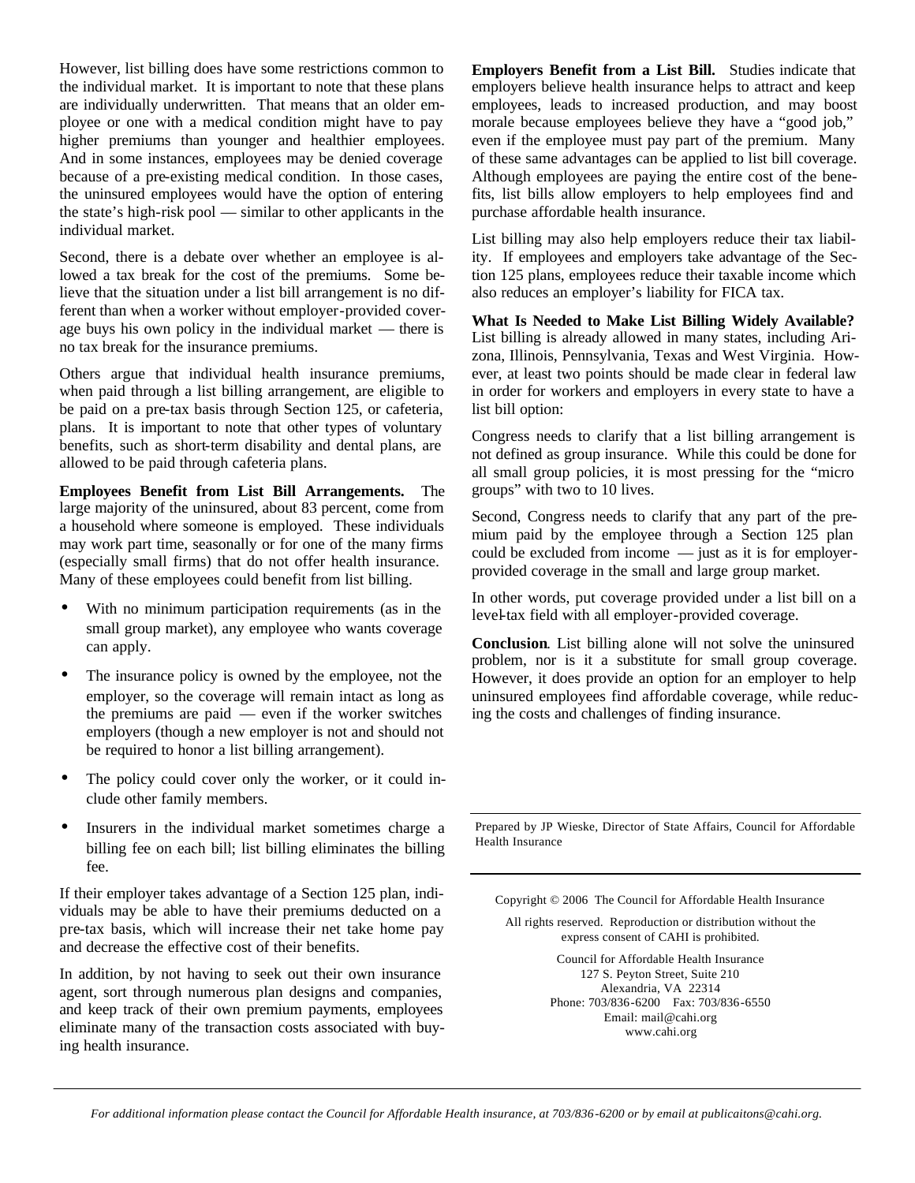However, list billing does have some restrictions common to the individual market. It is important to note that these plans are individually underwritten. That means that an older employee or one with a medical condition might have to pay higher premiums than younger and healthier employees. And in some instances, employees may be denied coverage because of a pre-existing medical condition. In those cases, the uninsured employees would have the option of entering the state's high-risk pool — similar to other applicants in the individual market.

Second, there is a debate over whether an employee is allowed a tax break for the cost of the premiums. Some believe that the situation under a list bill arrangement is no different than when a worker without employer-provided coverage buys his own policy in the individual market — there is no tax break for the insurance premiums.

Others argue that individual health insurance premiums, when paid through a list billing arrangement, are eligible to be paid on a pre-tax basis through Section 125, or cafeteria, plans. It is important to note that other types of voluntary benefits, such as short-term disability and dental plans, are allowed to be paid through cafeteria plans.

**Employees Benefit from List Bill Arrangements.** The large majority of the uninsured, about 83 percent, come from a household where someone is employed. These individuals may work part time, seasonally or for one of the many firms (especially small firms) that do not offer health insurance. Many of these employees could benefit from list billing.

- With no minimum participation requirements (as in the small group market), any employee who wants coverage can apply.
- The insurance policy is owned by the employee, not the employer, so the coverage will remain intact as long as the premiums are paid — even if the worker switches employers (though a new employer is not and should not be required to honor a list billing arrangement).
- The policy could cover only the worker, or it could include other family members.
- Insurers in the individual market sometimes charge a billing fee on each bill; list billing eliminates the billing fee.

If their employer takes advantage of a Section 125 plan, individuals may be able to have their premiums deducted on a pre-tax basis, which will increase their net take home pay and decrease the effective cost of their benefits.

In addition, by not having to seek out their own insurance agent, sort through numerous plan designs and companies, and keep track of their own premium payments, employees eliminate many of the transaction costs associated with buying health insurance.

**Employers Benefit from a List Bill.** Studies indicate that employers believe health insurance helps to attract and keep employees, leads to increased production, and may boost morale because employees believe they have a "good job," even if the employee must pay part of the premium. Many of these same advantages can be applied to list bill coverage. Although employees are paying the entire cost of the benefits, list bills allow employers to help employees find and purchase affordable health insurance.

List billing may also help employers reduce their tax liability. If employees and employers take advantage of the Section 125 plans, employees reduce their taxable income which also reduces an employer's liability for FICA tax.

**What Is Needed to Make List Billing Widely Available?** List billing is already allowed in many states, including Arizona, Illinois, Pennsylvania, Texas and West Virginia. However, at least two points should be made clear in federal law in order for workers and employers in every state to have a list bill option:

Congress needs to clarify that a list billing arrangement is not defined as group insurance. While this could be done for all small group policies, it is most pressing for the "micro groups" with two to 10 lives.

Second, Congress needs to clarify that any part of the premium paid by the employee through a Section 125 plan could be excluded from income — just as it is for employer-provided coverage in the small and large group market.

In other words, put coverage provided under a list bill on a level-tax field with all employer-provided coverage.

**Conclusion**. List billing alone will not solve the uninsured problem, nor is it a substitute for small group coverage. However, it does provide an option for an employer to help uninsured employees find affordable coverage, while reducing the costs and challenges of finding insurance.

Prepared by JP Wieske, Director of State Affairs, Council for Affordable Health Insurance

Copyright © 2006 The Council for Affordable Health Insurance

All rights reserved. Reproduction or distribution without the express consent of CAHI is prohibited.

Council for Affordable Health Insurance
127 S. Peyton Street, Suite 210
Alexandria, VA 22314
Phone: 703/836-6200 Fax: 703/836-6550
Email: mail@cahi.org
www.cahi.org

*For additional information please contact the Council for Affordable Health insurance, at 703/836-6200 or by email at publicaitons@cahi.org.*